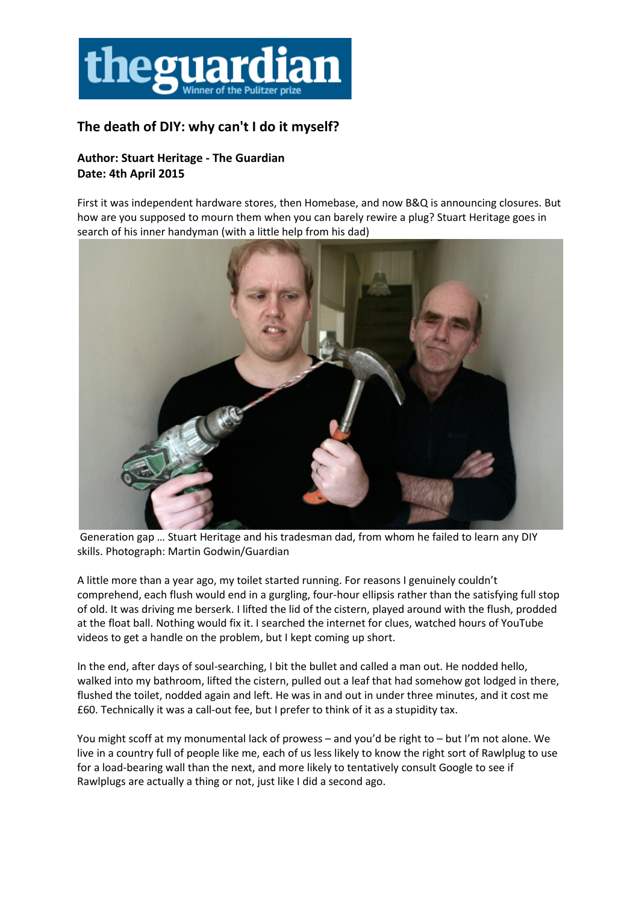## The death of DIY: why can't I do it myself?

**Author: Stuart Heritage - The Guardian**
**Date: 4th April 2015**

First it was independent hardware stores, then Homebase, and now B&Q is announcing closures. But how are you supposed to mourn them when you can barely rewire a plug? Stuart Heritage goes in search of his inner handyman (with a little help from his dad)

Generation gap … Stuart Heritage and his tradesman dad, from whom he failed to learn any DIY skills. Photograph: Martin Godwin/Guardian

A little more than a year ago, my toilet started running. For reasons I genuinely couldn't comprehend, each flush would end in a gurgling, four-hour ellipsis rather than the satisfying full stop of old. It was driving me berserk. I lifted the lid of the cistern, played around with the flush, prodded at the float ball. Nothing would fix it. I searched the internet for clues, watched hours of YouTube videos to get a handle on the problem, but I kept coming up short.

In the end, after days of soul-searching, I bit the bullet and called a man out. He nodded hello, walked into my bathroom, lifted the cistern, pulled out a leaf that had somehow got lodged in there, flushed the toilet, nodded again and left. He was in and out in under three minutes, and it cost me £60. Technically it was a call-out fee, but I prefer to think of it as a stupidity tax.

You might scoff at my monumental lack of prowess – and you'd be right to – but I'm not alone. We live in a country full of people like me, each of us less likely to know the right sort of Rawlplug to use for a load-bearing wall than the next, and more likely to tentatively consult Google to see if Rawlplugs are actually a thing or not, just like I did a second ago.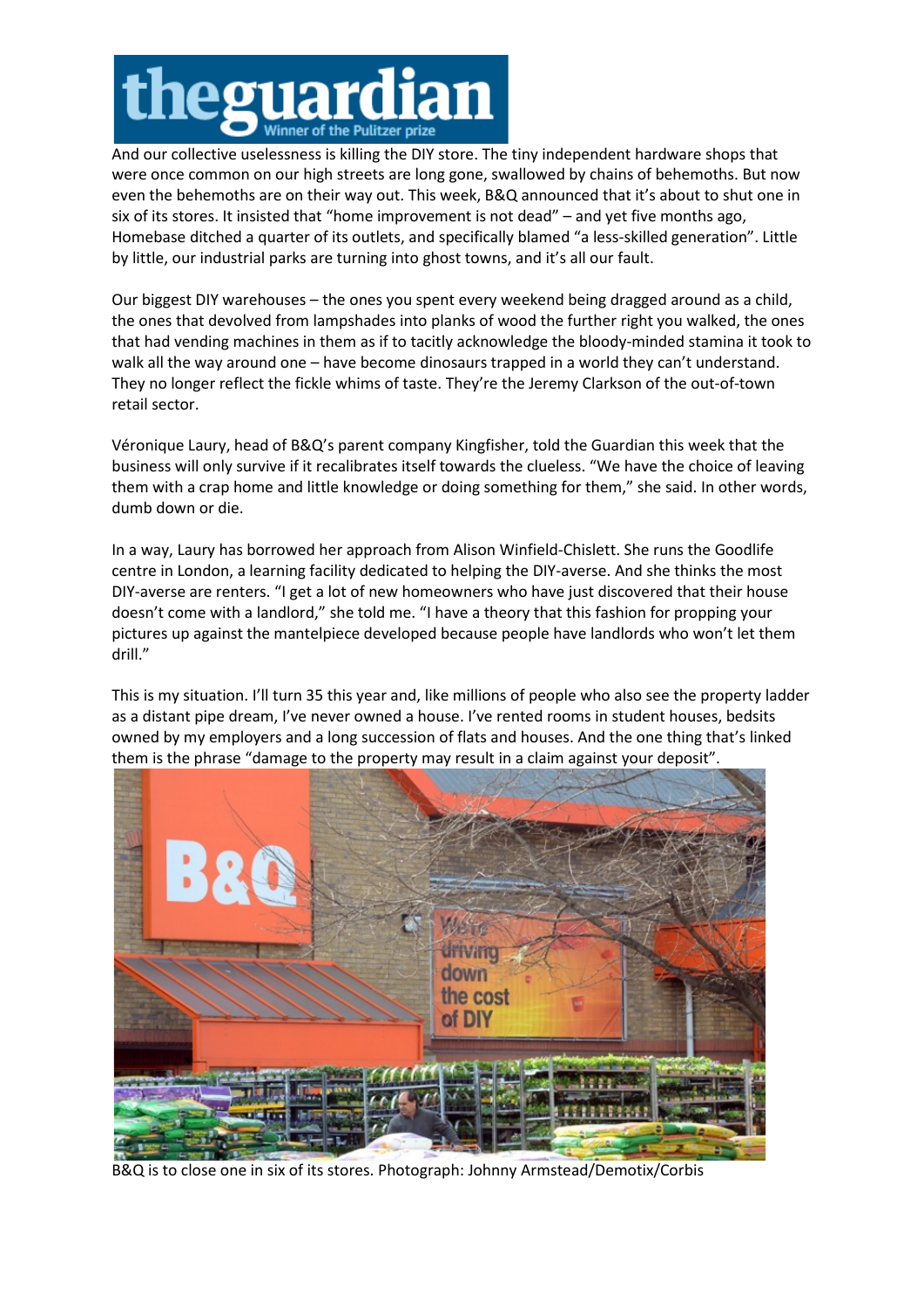And our collective uselessness is killing the DIY store. The tiny independent hardware shops that were once common on our high streets are long gone, swallowed by chains of behemoths. But now even the behemoths are on their way out. This week, B&Q announced that it's about to shut one in six of its stores. It insisted that "home improvement is not dead" – and yet five months ago, Homebase ditched a quarter of its outlets, and specifically blamed "a less-skilled generation". Little by little, our industrial parks are turning into ghost towns, and it's all our fault.

Our biggest DIY warehouses – the ones you spent every weekend being dragged around as a child, the ones that devolved from lampshades into planks of wood the further right you walked, the ones that had vending machines in them as if to tacitly acknowledge the bloody-minded stamina it took to walk all the way around one – have become dinosaurs trapped in a world they can't understand. They no longer reflect the fickle whims of taste. They're the Jeremy Clarkson of the out-of-town retail sector.

Véronique Laury, head of B&Q's parent company Kingfisher, told the Guardian this week that the business will only survive if it recalibrates itself towards the clueless. "We have the choice of leaving them with a crap home and little knowledge or doing something for them," she said. In other words, dumb down or die.

In a way, Laury has borrowed her approach from Alison Winfield-Chislett. She runs the Goodlife centre in London, a learning facility dedicated to helping the DIY-averse. And she thinks the most DIY-averse are renters. "I get a lot of new homeowners who have just discovered that their house doesn't come with a landlord," she told me. "I have a theory that this fashion for propping your pictures up against the mantelpiece developed because people have landlords who won't let them drill."

This is my situation. I'll turn 35 this year and, like millions of people who also see the property ladder as a distant pipe dream, I've never owned a house. I've rented rooms in student houses, bedsits owned by my employers and a long succession of flats and houses. And the one thing that's linked them is the phrase "damage to the property may result in a claim against your deposit".

B&Q is to close one in six of its stores. Photograph: Johnny Armstead/Demotix/Corbis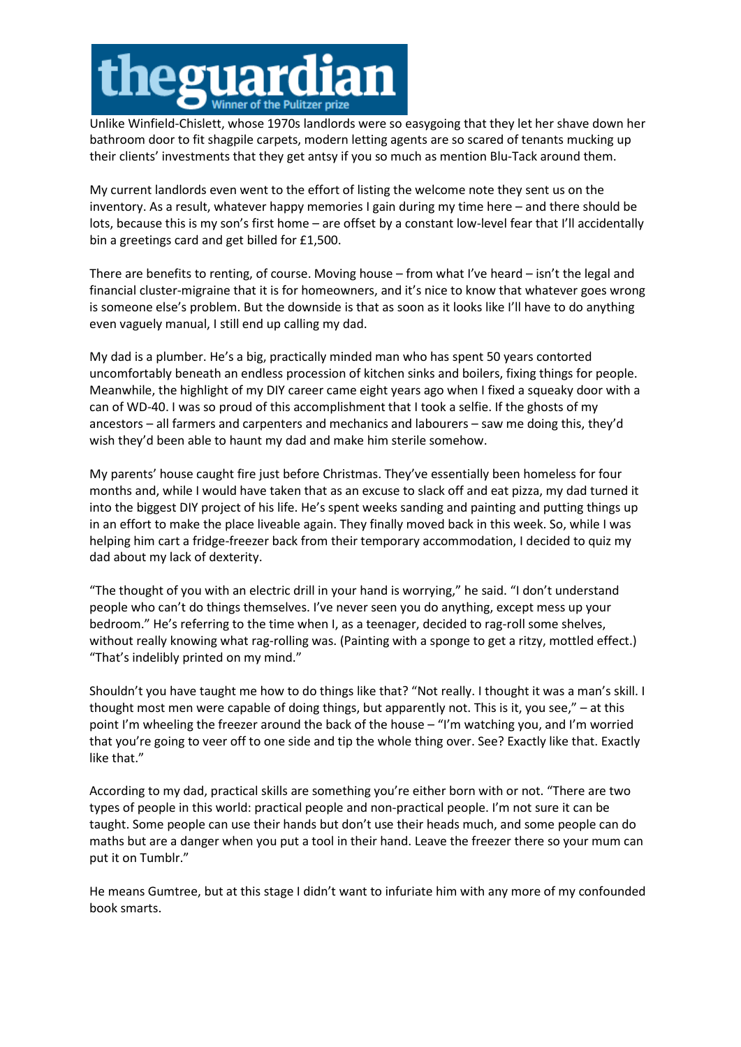Unlike Winfield-Chislett, whose 1970s landlords were so easygoing that they let her shave down her bathroom door to fit shagpile carpets, modern letting agents are so scared of tenants mucking up their clients' investments that they get antsy if you so much as mention Blu-Tack around them.

My current landlords even went to the effort of listing the welcome note they sent us on the inventory. As a result, whatever happy memories I gain during my time here – and there should be lots, because this is my son's first home – are offset by a constant low-level fear that I'll accidentally bin a greetings card and get billed for £1,500.

There are benefits to renting, of course. Moving house – from what I've heard – isn't the legal and financial cluster-migraine that it is for homeowners, and it's nice to know that whatever goes wrong is someone else's problem. But the downside is that as soon as it looks like I'll have to do anything even vaguely manual, I still end up calling my dad.

My dad is a plumber. He's a big, practically minded man who has spent 50 years contorted uncomfortably beneath an endless procession of kitchen sinks and boilers, fixing things for people. Meanwhile, the highlight of my DIY career came eight years ago when I fixed a squeaky door with a can of WD-40. I was so proud of this accomplishment that I took a selfie. If the ghosts of my ancestors – all farmers and carpenters and mechanics and labourers – saw me doing this, they'd wish they'd been able to haunt my dad and make him sterile somehow.

My parents' house caught fire just before Christmas. They've essentially been homeless for four months and, while I would have taken that as an excuse to slack off and eat pizza, my dad turned it into the biggest DIY project of his life. He's spent weeks sanding and painting and putting things up in an effort to make the place liveable again. They finally moved back in this week. So, while I was helping him cart a fridge-freezer back from their temporary accommodation, I decided to quiz my dad about my lack of dexterity.

"The thought of you with an electric drill in your hand is worrying," he said. "I don't understand people who can't do things themselves. I've never seen you do anything, except mess up your bedroom." He's referring to the time when I, as a teenager, decided to rag-roll some shelves, without really knowing what rag-rolling was. (Painting with a sponge to get a ritzy, mottled effect.) "That's indelibly printed on my mind."

Shouldn't you have taught me how to do things like that? "Not really. I thought it was a man's skill. I thought most men were capable of doing things, but apparently not. This is it, you see," – at this point I'm wheeling the freezer around the back of the house – "I'm watching you, and I'm worried that you're going to veer off to one side and tip the whole thing over. See? Exactly like that. Exactly like that."

According to my dad, practical skills are something you're either born with or not. "There are two types of people in this world: practical people and non-practical people. I'm not sure it can be taught. Some people can use their hands but don't use their heads much, and some people can do maths but are a danger when you put a tool in their hand. Leave the freezer there so your mum can put it on Tumblr."

He means Gumtree, but at this stage I didn't want to infuriate him with any more of my confounded book smarts.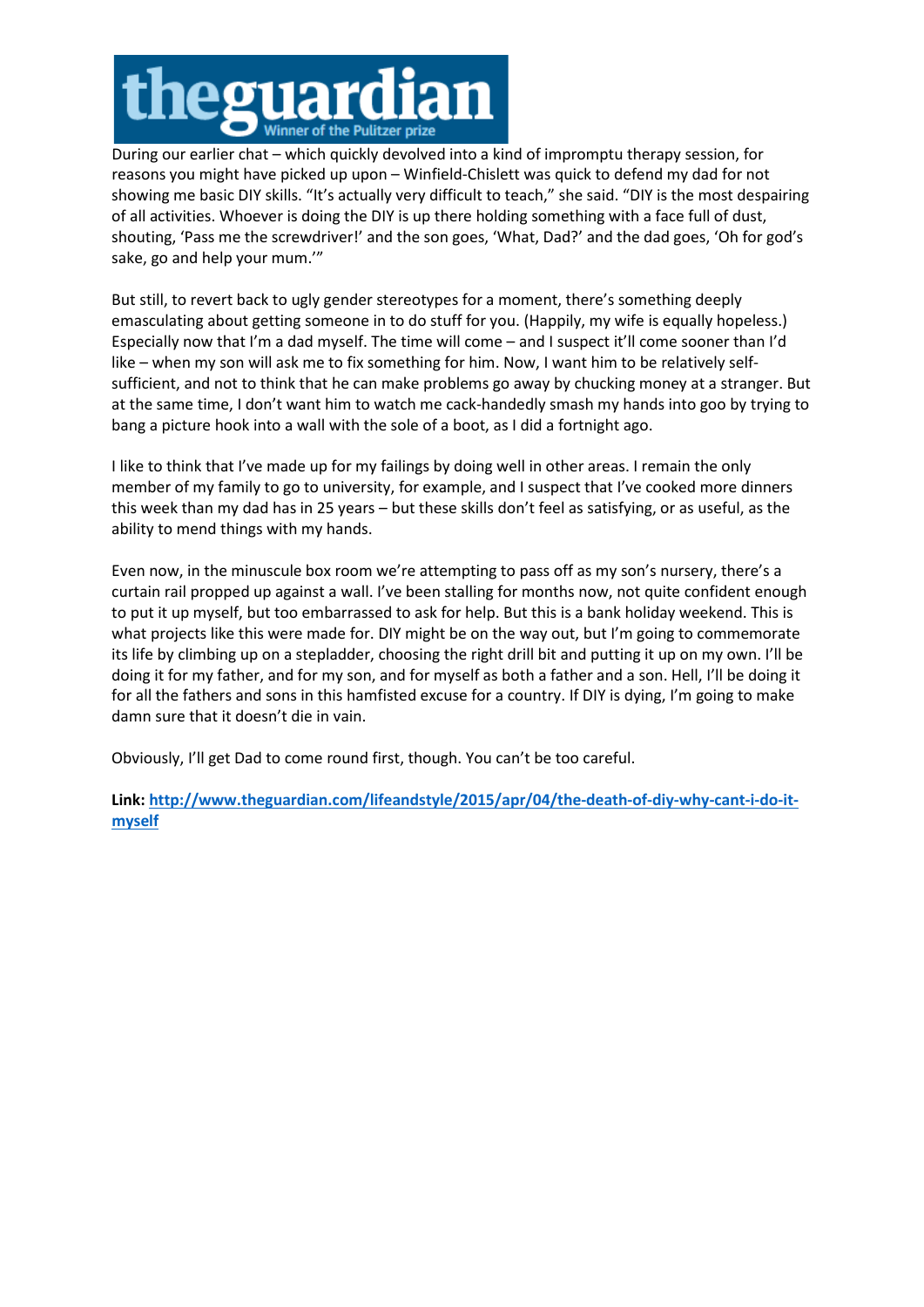During our earlier chat – which quickly devolved into a kind of impromptu therapy session, for reasons you might have picked up upon – Winfield-Chislett was quick to defend my dad for not showing me basic DIY skills. "It's actually very difficult to teach," she said. "DIY is the most despairing of all activities. Whoever is doing the DIY is up there holding something with a face full of dust, shouting, 'Pass me the screwdriver!' and the son goes, 'What, Dad?' and the dad goes, 'Oh for god's sake, go and help your mum.'"

But still, to revert back to ugly gender stereotypes for a moment, there's something deeply emasculating about getting someone in to do stuff for you. (Happily, my wife is equally hopeless.) Especially now that I'm a dad myself. The time will come – and I suspect it'll come sooner than I'd like – when my son will ask me to fix something for him. Now, I want him to be relatively self-sufficient, and not to think that he can make problems go away by chucking money at a stranger. But at the same time, I don't want him to watch me cack-handedly smash my hands into goo by trying to bang a picture hook into a wall with the sole of a boot, as I did a fortnight ago.

I like to think that I've made up for my failings by doing well in other areas. I remain the only member of my family to go to university, for example, and I suspect that I've cooked more dinners this week than my dad has in 25 years – but these skills don't feel as satisfying, or as useful, as the ability to mend things with my hands.

Even now, in the minuscule box room we're attempting to pass off as my son's nursery, there's a curtain rail propped up against a wall. I've been stalling for months now, not quite confident enough to put it up myself, but too embarrassed to ask for help. But this is a bank holiday weekend. This is what projects like this were made for. DIY might be on the way out, but I'm going to commemorate its life by climbing up on a stepladder, choosing the right drill bit and putting it up on my own. I'll be doing it for my father, and for my son, and for myself as both a father and a son. Hell, I'll be doing it for all the fathers and sons in this hamfisted excuse for a country. If DIY is dying, I'm going to make damn sure that it doesn't die in vain.

Obviously, I'll get Dad to come round first, though. You can't be too careful.

**Link:** http://www.theguardian.com/lifeandstyle/2015/apr/04/the-death-of-diy-why-cant-i-do-it-myself